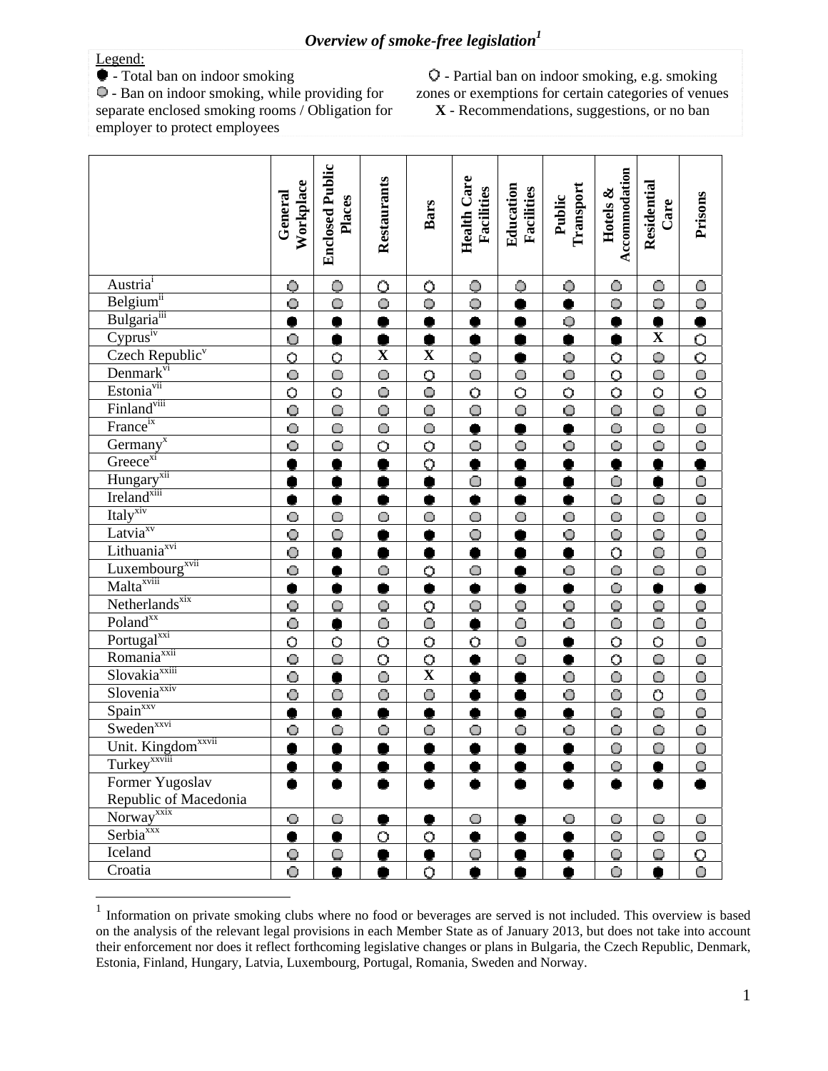## *Overview of smoke-free legislation*[1]

Legend:

● - Total ban on indoor smoking

◍ - Ban on indoor smoking, while providing for separate enclosed smoking rooms / Obligation for employer to protect employees

○ - Partial ban on indoor smoking, e.g. smoking zones or exemptions for certain categories of venues

**X** - Recommendations, suggestions, or no ban

| | General Workplace | Enclosed Public Places | Restaurants | Bars | Health Care Facilities | Education Facilities | Public Transport | Hotels & Accommodation | Residential Care | Prisons |
|---|---|---|---|---|---|---|---|---|---|---|
| Austria[i] | ◍ | ◍ | ○ | ○ | ◍ | ◍ | ◍ | ◍ | ◍ | ◍ |
| Belgium[ii] | ◍ | ◍ | ◍ | ◍ | ◍ | ● | ● | ◍ | ◍ | ◍ |
| Bulgaria[iii] | ● | ● | ● | ● | ● | ● | ◍ | ● | ● | ● |
| Cyprus[iv] | ◍ | ● | ● | ● | ● | ● | ● | ● | **X** | ○ |
| Czech Republic[v] | ○ | ○ | **X** | **X** | ◍ | ● | ◍ | ○ | ◍ | ○ |
| Denmark[vi] | ◍ | ◍ | ◍ | ○ | ◍ | ◍ | ◍ | ○ | ◍ | ◍ |
| Estonia[vii] | ○ | ○ | ◍ | ◍ | ○ | ○ | ○ | ○ | ○ | ○ |
| Finland[viii] | ◍ | ◍ | ◍ | ◍ | ◍ | ◍ | ◍ | ◍ | ◍ | ◍ |
| France[ix] | ◍ | ◍ | ◍ | ◍ | ● | ● | ● | ◍ | ◍ | ◍ |
| Germany[x] | ◍ | ◍ | ○ | ○ | ◍ | ◍ | ◍ | ◍ | ◍ | ◍ |
| Greece[xi] | ● | ● | ● | ○ | ● | ● | ● | ● | ● | ● |
| Hungary[xii] | ● | ● | ● | ● | ◍ | ● | ● | ◍ | ● | ◍ |
| Ireland[xiii] | ● | ● | ● | ● | ● | ● | ● | ◍ | ◍ | ◍ |
| Italy[xiv] | ◍ | ◍ | ◍ | ◍ | ◍ | ◍ | ◍ | ◍ | ◍ | ◍ |
| Latvia[xv] | ◍ | ◍ | ● | ● | ◍ | ● | ◍ | ◍ | ◍ | ◍ |
| Lithuania[xvi] | ◍ | ● | ● | ● | ● | ● | ● | ○ | ◍ | ◍ |
| Luxembourg[xvii] | ◍ | ● | ◍ | ○ | ◍ | ● | ◍ | ◍ | ◍ | ◍ |
| Malta[xviii] | ● | ● | ● | ● | ● | ● | ● | ◍ | ● | ● |
| Netherlands[xix] | ◍ | ◍ | ◍ | ○ | ◍ | ◍ | ◍ | ◍ | ◍ | ◍ |
| Poland[xx] | ◍ | ● | ◍ | ◍ | ● | ◍ | ◍ | ◍ | ◍ | ◍ |
| Portugal[xxi] | ○ | ○ | ○ | ○ | ○ | ◍ | ● | ○ | ○ | ◍ |
| Romania[xxii] | ◍ | ◍ | ○ | ○ | ● | ◍ | ● | ○ | ◍ | ◍ |
| Slovakia[xxiii] | ◍ | ● | ◍ | **X** | ● | ● | ◍ | ◍ | ◍ | ◍ |
| Slovenia[xxiv] | ◍ | ◍ | ◍ | ◍ | ● | ● | ◍ | ◍ | ○ | ◍ |
| Spain[xxv] | ● | ● | ● | ● | ● | ● | ● | ◍ | ◍ | ◍ |
| Sweden[xxvi] | ◍ | ◍ | ◍ | ◍ | ◍ | ◍ | ◍ | ◍ | ◍ | ◍ |
| Unit. Kingdom[xxvii] | ● | ● | ● | ● | ● | ● | ● | ◍ | ◍ | ◍ |
| Turkey[xxviii] | ● | ● | ● | ● | ● | ● | ● | ◍ | ● | ◍ |
| Former Yugoslav Republic of Macedonia | ● | ● | ● | ● | ● | ● | ● | ● | ● | ● |
| Norway[xxix] | ◍ | ◍ | ● | ● | ◍ | ● | ◍ | ◍ | ◍ | ◍ |
| Serbia[xxx] | ● | ● | ○ | ○ | ● | ● | ● | ◍ | ◍ | ◍ |
| Iceland | ◍ | ◍ | ● | ● | ◍ | ● | ● | ◍ | ◍ | ○ |
| Croatia | ◍ | ● | ● | ○ | ● | ● | ● | ◍ | ● | ◍ |

[1] Information on private smoking clubs where no food or beverages are served is not included. This overview is based on the analysis of the relevant legal provisions in each Member State as of January 2013, but does not take into account their enforcement nor does it reflect forthcoming legislative changes or plans in Bulgaria, the Czech Republic, Denmark, Estonia, Finland, Hungary, Latvia, Luxembourg, Portugal, Romania, Sweden and Norway.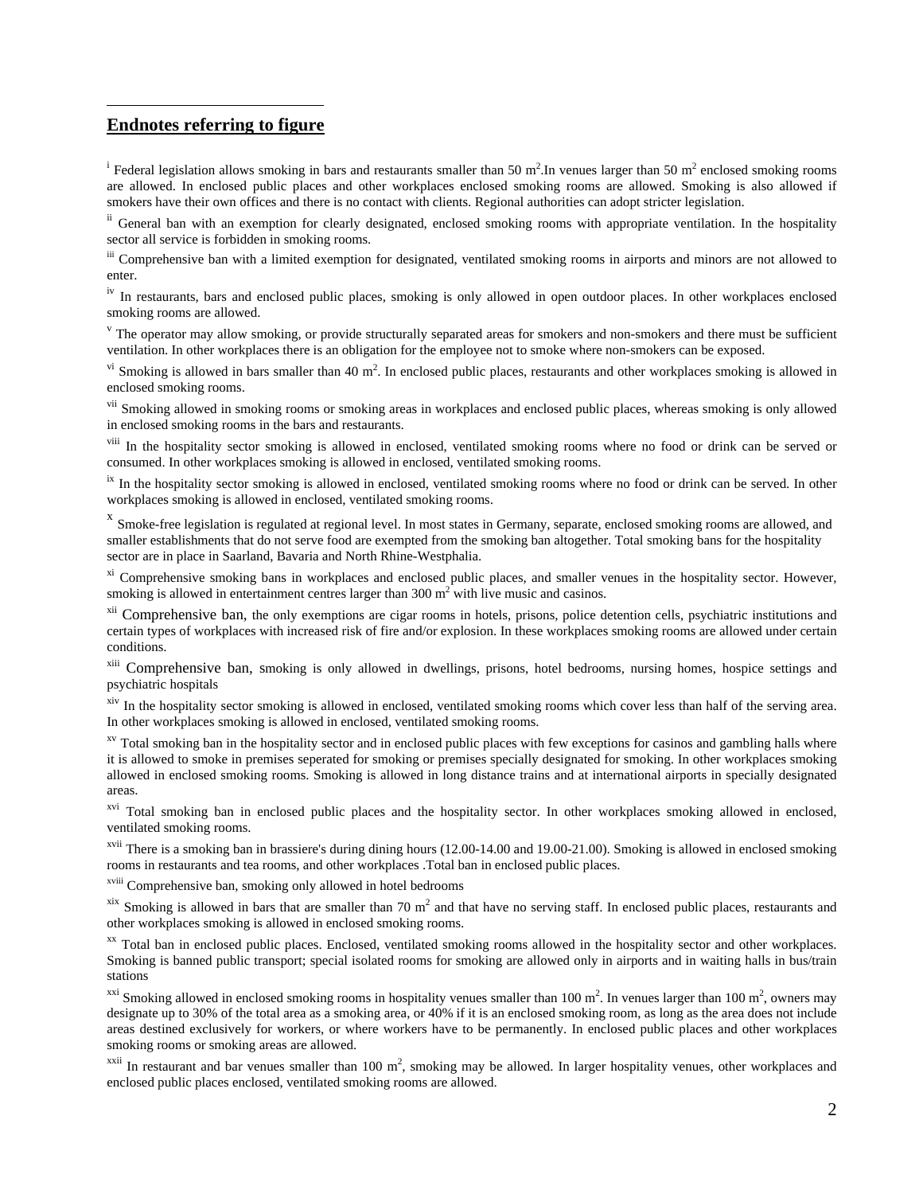## Endnotes referring to figure

[i] Federal legislation allows smoking in bars and restaurants smaller than 50 $m^2$.In venues larger than 50 $m^2$ enclosed smoking rooms are allowed. In enclosed public places and other workplaces enclosed smoking rooms are allowed. Smoking is also allowed if smokers have their own offices and there is no contact with clients. Regional authorities can adopt stricter legislation.

[ii] General ban with an exemption for clearly designated, enclosed smoking rooms with appropriate ventilation. In the hospitality sector all service is forbidden in smoking rooms.

[iii] Comprehensive ban with a limited exemption for designated, ventilated smoking rooms in airports and minors are not allowed to enter.

[iv] In restaurants, bars and enclosed public places, smoking is only allowed in open outdoor places. In other workplaces enclosed smoking rooms are allowed.

[v] The operator may allow smoking, or provide structurally separated areas for smokers and non-smokers and there must be sufficient ventilation. In other workplaces there is an obligation for the employee not to smoke where non-smokers can be exposed.

[vi] Smoking is allowed in bars smaller than 40 $m^2$. In enclosed public places, restaurants and other workplaces smoking is allowed in enclosed smoking rooms.

[vii] Smoking allowed in smoking rooms or smoking areas in workplaces and enclosed public places, whereas smoking is only allowed in enclosed smoking rooms in the bars and restaurants.

[viii] In the hospitality sector smoking is allowed in enclosed, ventilated smoking rooms where no food or drink can be served or consumed. In other workplaces smoking is allowed in enclosed, ventilated smoking rooms.

[ix] In the hospitality sector smoking is allowed in enclosed, ventilated smoking rooms where no food or drink can be served. In other workplaces smoking is allowed in enclosed, ventilated smoking rooms.

[x] Smoke-free legislation is regulated at regional level. In most states in Germany, separate, enclosed smoking rooms are allowed, and smaller establishments that do not serve food are exempted from the smoking ban altogether. Total smoking bans for the hospitality sector are in place in Saarland, Bavaria and North Rhine-Westphalia.

[xi] Comprehensive smoking bans in workplaces and enclosed public places, and smaller venues in the hospitality sector. However, smoking is allowed in entertainment centres larger than 300 $m^2$ with live music and casinos.

[xii] Comprehensive ban, the only exemptions are cigar rooms in hotels, prisons, police detention cells, psychiatric institutions and certain types of workplaces with increased risk of fire and/or explosion. In these workplaces smoking rooms are allowed under certain conditions.

[xiii] Comprehensive ban, smoking is only allowed in dwellings, prisons, hotel bedrooms, nursing homes, hospice settings and psychiatric hospitals

[xiv] In the hospitality sector smoking is allowed in enclosed, ventilated smoking rooms which cover less than half of the serving area. In other workplaces smoking is allowed in enclosed, ventilated smoking rooms.

[xv] Total smoking ban in the hospitality sector and in enclosed public places with few exceptions for casinos and gambling halls where it is allowed to smoke in premises seperated for smoking or premises specially designated for smoking. In other workplaces smoking allowed in enclosed smoking rooms. Smoking is allowed in long distance trains and at international airports in specially designated areas.

[xvi] Total smoking ban in enclosed public places and the hospitality sector. In other workplaces smoking allowed in enclosed, ventilated smoking rooms.

[xvii] There is a smoking ban in brassiere's during dining hours (12.00-14.00 and 19.00-21.00). Smoking is allowed in enclosed smoking rooms in restaurants and tea rooms, and other workplaces .Total ban in enclosed public places.

[xviii] Comprehensive ban, smoking only allowed in hotel bedrooms

[xix] Smoking is allowed in bars that are smaller than 70 $m^2$ and that have no serving staff. In enclosed public places, restaurants and other workplaces smoking is allowed in enclosed smoking rooms.

[xx] Total ban in enclosed public places. Enclosed, ventilated smoking rooms allowed in the hospitality sector and other workplaces. Smoking is banned public transport; special isolated rooms for smoking are allowed only in airports and in waiting halls in bus/train stations

[xxi] Smoking allowed in enclosed smoking rooms in hospitality venues smaller than 100 $m^2$. In venues larger than 100 $m^2$, owners may designate up to 30% of the total area as a smoking area, or 40% if it is an enclosed smoking room, as long as the area does not include areas destined exclusively for workers, or where workers have to be permanently. In enclosed public places and other workplaces smoking rooms or smoking areas are allowed.

[xxii] In restaurant and bar venues smaller than 100 $m^2$, smoking may be allowed. In larger hospitality venues, other workplaces and enclosed public places enclosed, ventilated smoking rooms are allowed.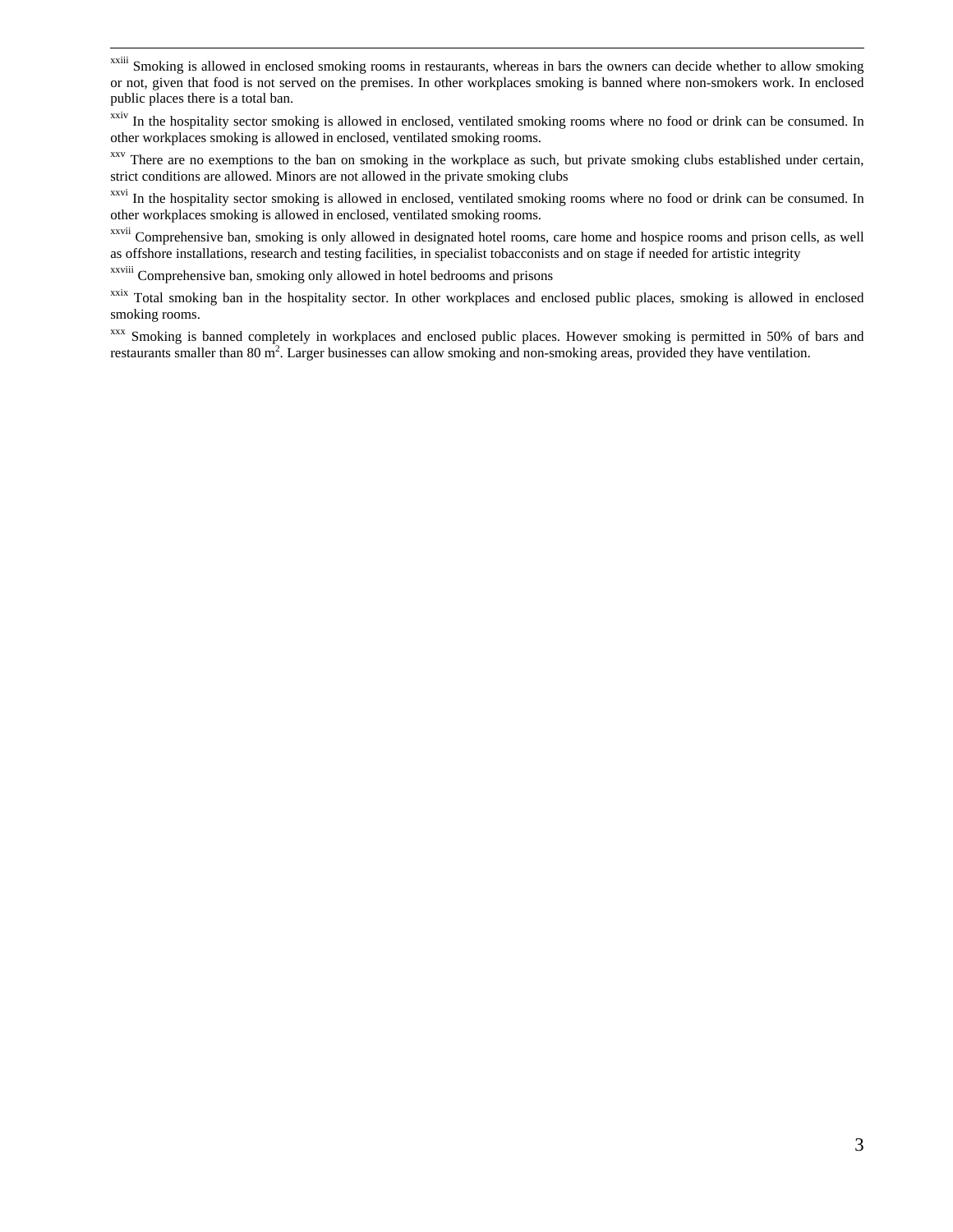[xxiii] Smoking is allowed in enclosed smoking rooms in restaurants, whereas in bars the owners can decide whether to allow smoking or not, given that food is not served on the premises. In other workplaces smoking is banned where non-smokers work. In enclosed public places there is a total ban.

[xxiv] In the hospitality sector smoking is allowed in enclosed, ventilated smoking rooms where no food or drink can be consumed. In other workplaces smoking is allowed in enclosed, ventilated smoking rooms.

[xxv] There are no exemptions to the ban on smoking in the workplace as such, but private smoking clubs established under certain, strict conditions are allowed. Minors are not allowed in the private smoking clubs

[xxvi] In the hospitality sector smoking is allowed in enclosed, ventilated smoking rooms where no food or drink can be consumed. In other workplaces smoking is allowed in enclosed, ventilated smoking rooms.

[xxvii] Comprehensive ban, smoking is only allowed in designated hotel rooms, care home and hospice rooms and prison cells, as well as offshore installations, research and testing facilities, in specialist tobacconists and on stage if needed for artistic integrity

[xxviii] Comprehensive ban, smoking only allowed in hotel bedrooms and prisons

[xxix] Total smoking ban in the hospitality sector. In other workplaces and enclosed public places, smoking is allowed in enclosed smoking rooms.

[xxx] Smoking is banned completely in workplaces and enclosed public places. However smoking is permitted in 50% of bars and restaurants smaller than 80 $m^2$. Larger businesses can allow smoking and non-smoking areas, provided they have ventilation.